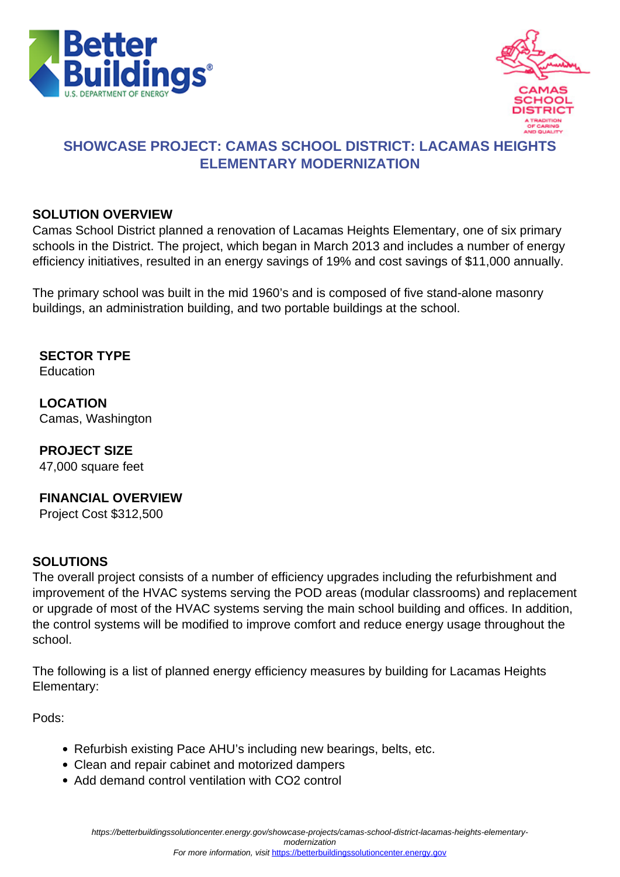# SHOWCASE PROJECT: CAMAS SCHOOL DISTRICT: LACAMAS HEIGHTS ELEMENTARY MODERNIZATION

## SOLUTION OVERVIEW

Camas School District planned a renovation of Lacamas Heights Elementary, one of six primary schools in the District. The project, which began in March 2013 and includes a number of energy efficiency initiatives, resulted in an energy savings of 19% and cost savings of $11,000 annually.

The primary school was built in the mid 1960's and is composed of five stand-alone masonry buildings, an administration building, and two portable buildings at the school.

### SECTOR TYPE

Education

### LOCATION

Camas, Washington

### PROJECT SIZE

47,000 square feet

### FINANCIAL OVERVIEW

Project Cost $312,500

## SOLUTIONS

The overall project consists of a number of efficiency upgrades including the refurbishment and improvement of the HVAC systems serving the POD areas (modular classrooms) and replacement or upgrade of most of the HVAC systems serving the main school building and offices. In addition, the control systems will be modified to improve comfort and reduce energy usage throughout the school.

The following is a list of planned energy efficiency measures by building for Lacamas Heights Elementary:

Pods:

- Refurbish existing Pace AHU's including new bearings, belts, etc.
- Clean and repair cabinet and motorized dampers
- Add demand control ventilation with $CO_2$ control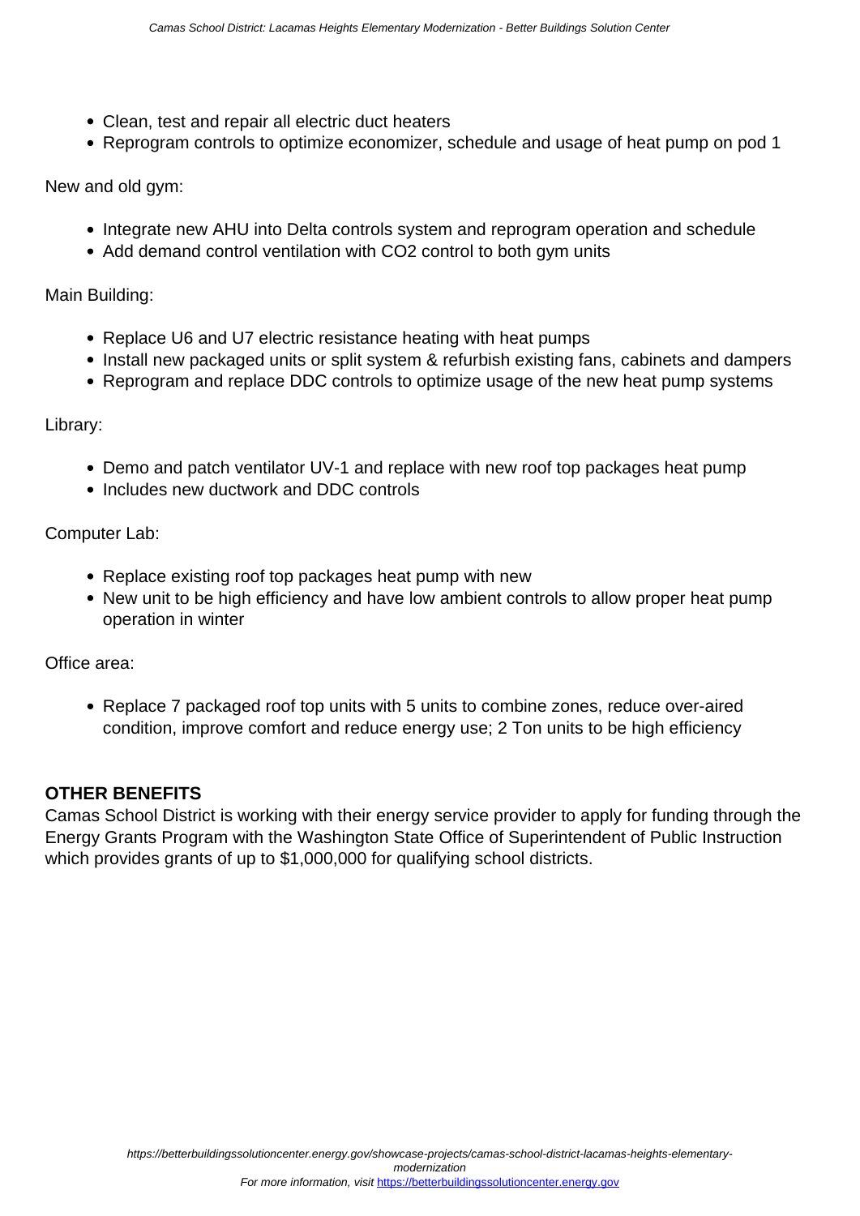- Clean, test and repair all electric duct heaters
- Reprogram controls to optimize economizer, schedule and usage of heat pump on pod 1

New and old gym:

- Integrate new AHU into Delta controls system and reprogram operation and schedule
- Add demand control ventilation with CO2 control to both gym units

Main Building:

- Replace U6 and U7 electric resistance heating with heat pumps
- Install new packaged units or split system & refurbish existing fans, cabinets and dampers
- Reprogram and replace DDC controls to optimize usage of the new heat pump systems

Library:

- Demo and patch ventilator UV-1 and replace with new roof top packages heat pump
- Includes new ductwork and DDC controls

Computer Lab:

- Replace existing roof top packages heat pump with new
- New unit to be high efficiency and have low ambient controls to allow proper heat pump operation in winter

Office area:

- Replace 7 packaged roof top units with 5 units to combine zones, reduce over-aired condition, improve comfort and reduce energy use; 2 Ton units to be high efficiency

## OTHER BENEFITS

Camas School District is working with their energy service provider to apply for funding through the Energy Grants Program with the Washington State Office of Superintendent of Public Instruction which provides grants of up to $1,000,000 for qualifying school districts.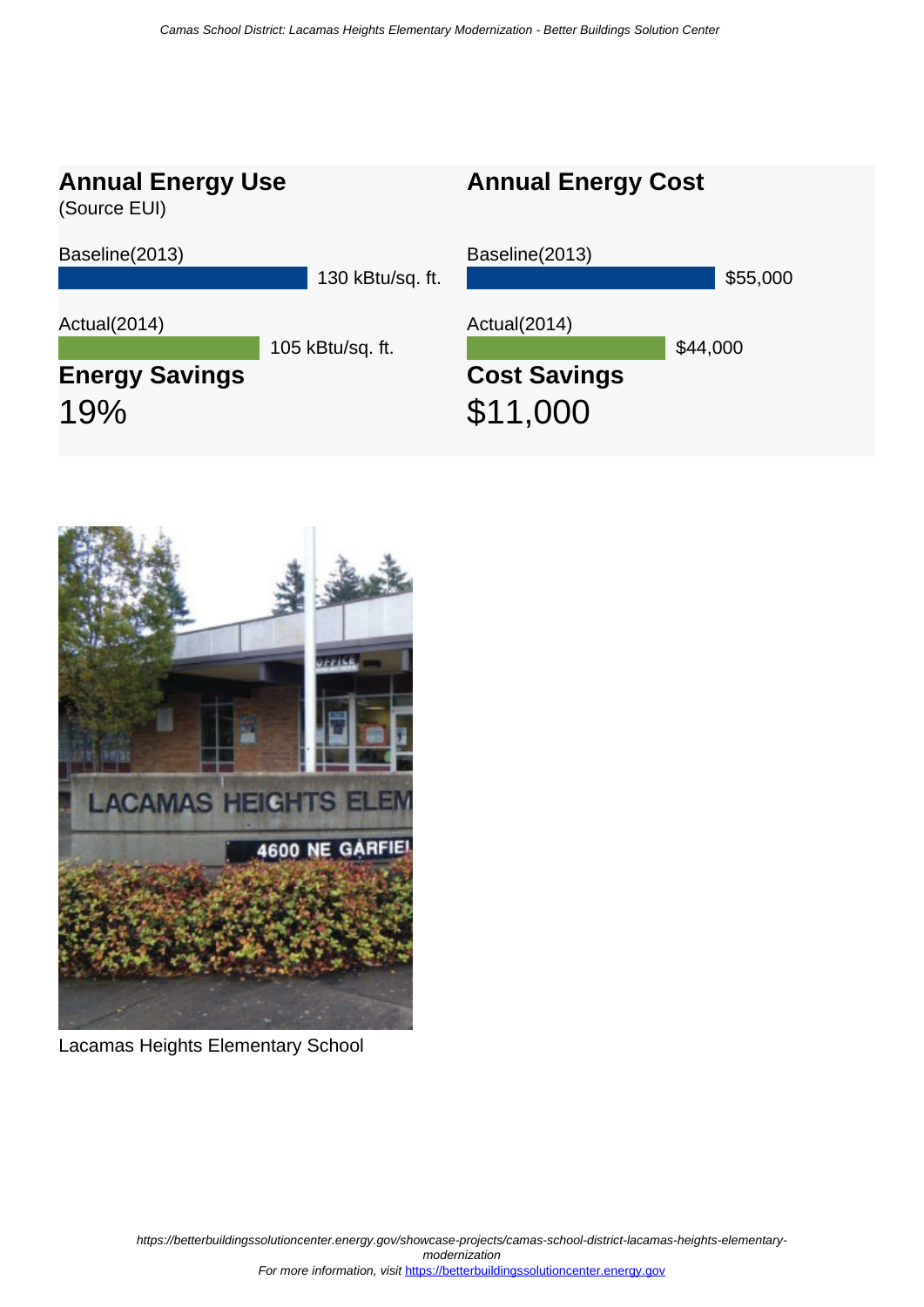## Annual Energy Use

(Source EUI)

Baseline(2013)

130 kBtu/sq. ft.

Actual(2014)

105 kBtu/sq. ft.

**Energy Savings**

19%

## Annual Energy Cost

Baseline(2013)

$55,000

Actual(2014)

$44,000

**Cost Savings**

$11,000

Lacamas Heights Elementary School

https://betterbuildingssolutioncenter.energy.gov/showcase-projects/camas-school-district-lacamas-heights-elementary-modernization

For more information, visit https://betterbuildingssolutioncenter.energy.gov